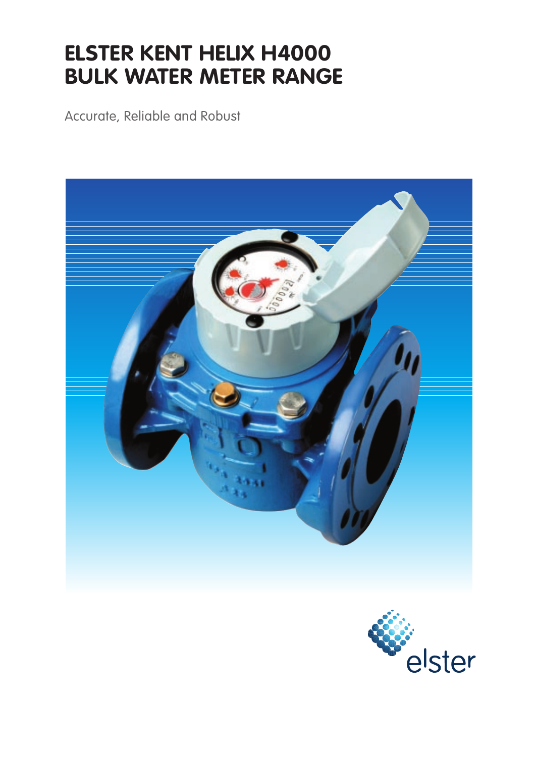# ELSTER KENT HELIX H4000 BULK WATER METER RANGE

Accurate, Reliable and Robust

elster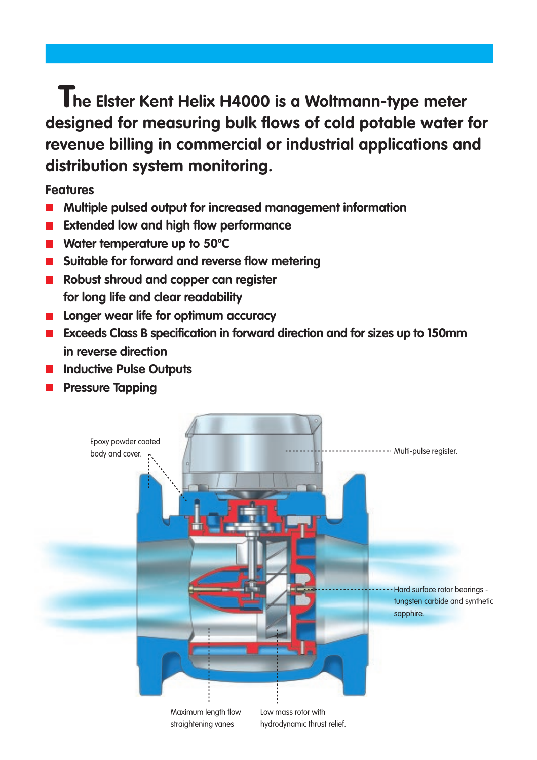**The Elster Kent Helix H4000 is a Woltmann-type meter designed for measuring bulk flows of cold potable water for revenue billing in commercial or industrial applications and distribution system monitoring.**

### Features

- Multiple pulsed output for increased management information
- Extended low and high flow performance
- Water temperature up to 50°C
- Suitable for forward and reverse flow metering
- Robust shroud and copper can register for long life and clear readability
- Longer wear life for optimum accuracy
- Exceeds Class B specification in forward direction and for sizes up to 150mm in reverse direction
- Inductive Pulse Outputs
- Pressure Tapping

Epoxy powder coated body and cover.

Multi-pulse register.

Hard surface rotor bearings - tungsten carbide and synthetic sapphire.

Maximum length flow straightening vanes

Low mass rotor with hydrodynamic thrust relief.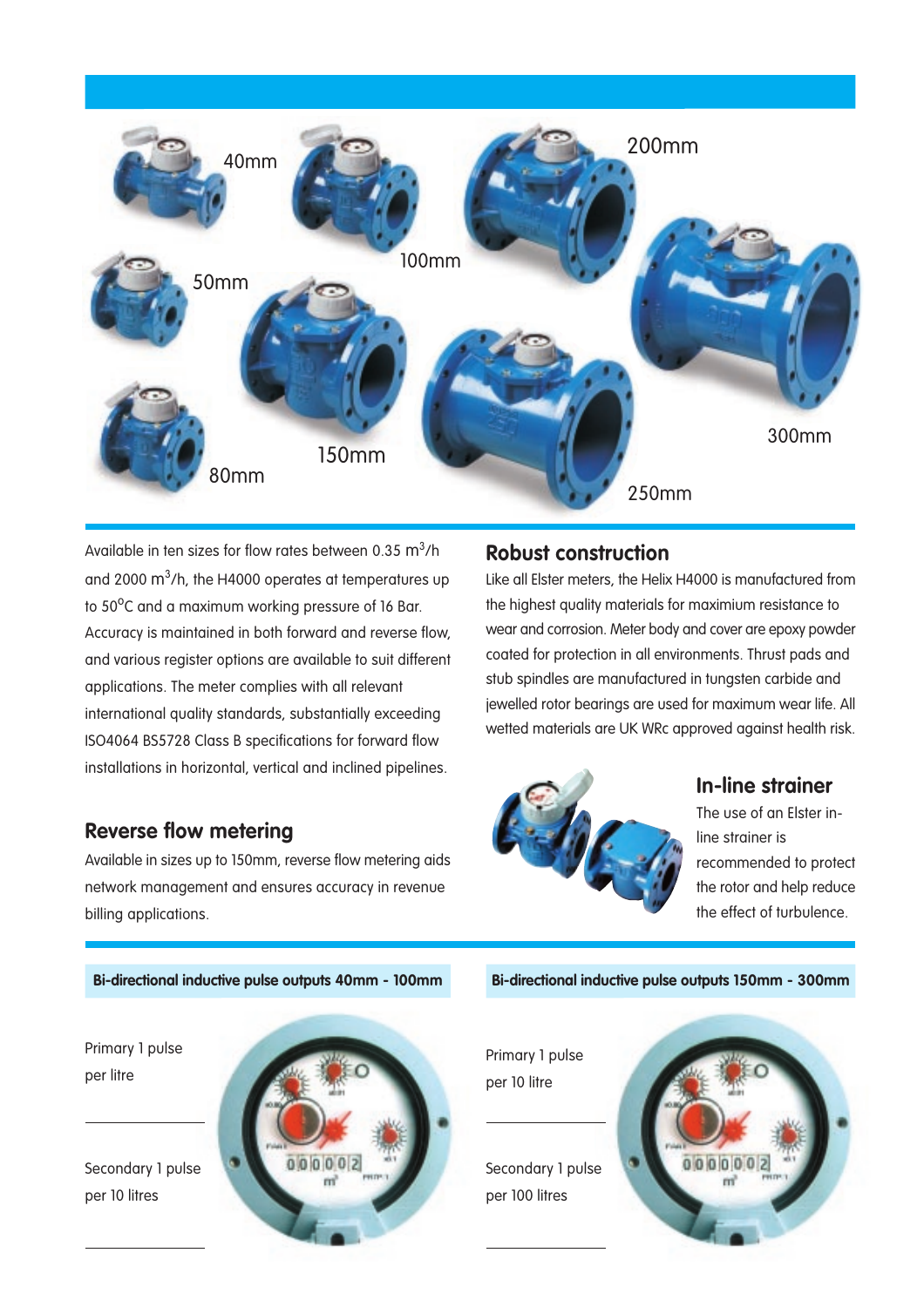40mm 100mm 200mm 50mm 300mm 150mm 80mm 250mm

Available in ten sizes for flow rates between 0.35 $m^3$/h and 2000 $m^3$/h, the H4000 operates at temperatures up to 50°C and a maximum working pressure of 16 Bar. Accuracy is maintained in both forward and reverse flow, and various register options are available to suit different applications. The meter complies with all relevant international quality standards, substantially exceeding ISO4064 BS5728 Class B specifications for forward flow installations in horizontal, vertical and inclined pipelines.

## Reverse flow metering

Available in sizes up to 150mm, reverse flow metering aids network management and ensures accuracy in revenue billing applications.

## Robust construction

Like all Elster meters, the Helix H4000 is manufactured from the highest quality materials for maximium resistance to wear and corrosion. Meter body and cover are epoxy powder coated for protection in all environments. Thrust pads and stub spindles are manufactured in tungsten carbide and jewelled rotor bearings are used for maximum wear life. All wetted materials are UK WRc approved against health risk.

## In-line strainer

The use of an Elster in-line strainer is recommended to protect the rotor and help reduce the effect of turbulence.

### Bi-directional inductive pulse outputs 40mm - 100mm

Primary 1 pulse per litre

Secondary 1 pulse per 10 litres

### Bi-directional inductive pulse outputs 150mm - 300mm

Primary 1 pulse per 10 litre

Secondary 1 pulse per 100 litres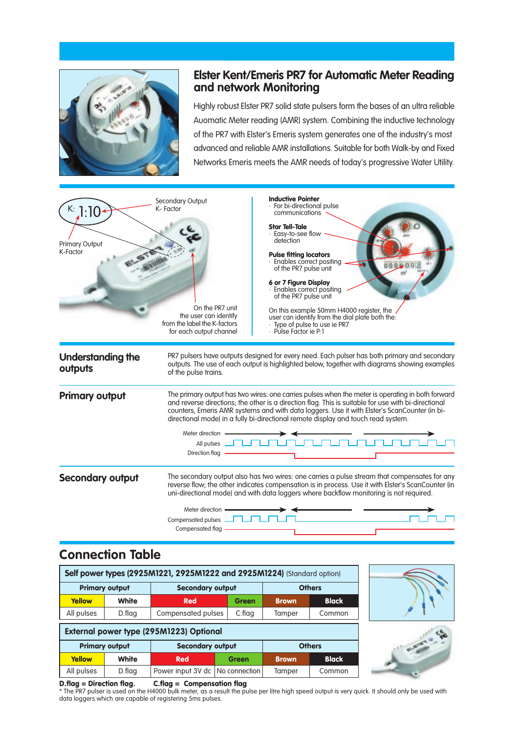# Elster Kent/Emeris PR7 for Automatic Meter Reading and network Monitoring

Highly robust Elster PR7 solid state pulsers form the bases of an ultra reliable Auomatic Meter reading (AMR) system. Combining the inductive technology of the PR7 with Elster's Emeris system generates one of the industry's most advanced and reliable AMR installations. Suitable for both Walk-by and Fixed Networks Emeris meets the AMR needs of today's progressive Water Utility.

K: 1:10

Secondary Output K- Factor

Primary Output K-Factor

On the PR7 unit the user can identify from the label the K-factors for each output channel

**Inductive Pointer**
- For bi-directional pulse communications

**Star Tell-Tale**
- Easy-to-see flow detection

**Pulse fitting locators**
- Enables correct positing of the PR7 pulse unit

**6 or 7 Figure Display**
- Enables correct positing of the PR7 pulse unit

On this example 50mm H4000 register, the user can identify from the dial plate both the:
- Type of pulse to use ie PR7
- Pulse Factor ie P:1

## Understanding the outputs

PR7 pulsers have outputs designed for every need. Each pulser has both primary and secondary outputs. The use of each output is highlighted below, together with diagrams showing examples of the pulse trains.

## Primary output

The primary output has two wires: one carries pulses when the meter is operating in both forward and reverse directions; the other is a direction flag. This is suitable for use with bi-directional counters, Emeris AMR systems and with data loggers. Use it with Elster's ScanCounter (in bi-directional mode) in a fully bi-directional remote display and touch read system.

Meter direction

All pulses

Direction flag

## Secondary output

The secondary output also has two wires: one carries a pulse stream that compensates for any reverse flow; the other indicates compensation is in process. Use it with Elster's ScanCounter (in uni-directional mode) and with data loggers where backflow monitoring is not required.

Meter direction

Compensated pulses

Compensated flag

## Connection Table

| Self power types (2925M1221, 2925M1222 and 2925M1224) (Standard option) | | | | | |
|---|---|---|---|---|---|
| Primary output | | Secondary output | | Others | |
| Yellow | White | Red | Green | Brown | Black |
| All pulses | D.flag | Compensated pulses | C.flag | Tamper | Common |

| External power type (295M1223) Optional | | | | | |
|---|---|---|---|---|---|
| Primary output | | Secondary output | | Others | |
| Yellow | White | Red | Green | Brown | Black |
| All pulses | D.flag | Power input 3V dc | No connection | Tamper | Common |

**D.flag = Direction flag. C.flag = Compensation flag**

* The PR7 pulser is used on the H4000 bulk meter, as a result the pulse per litre high speed output is very quick. It should only be used with data loggers which are capable of registering 5ms pulses.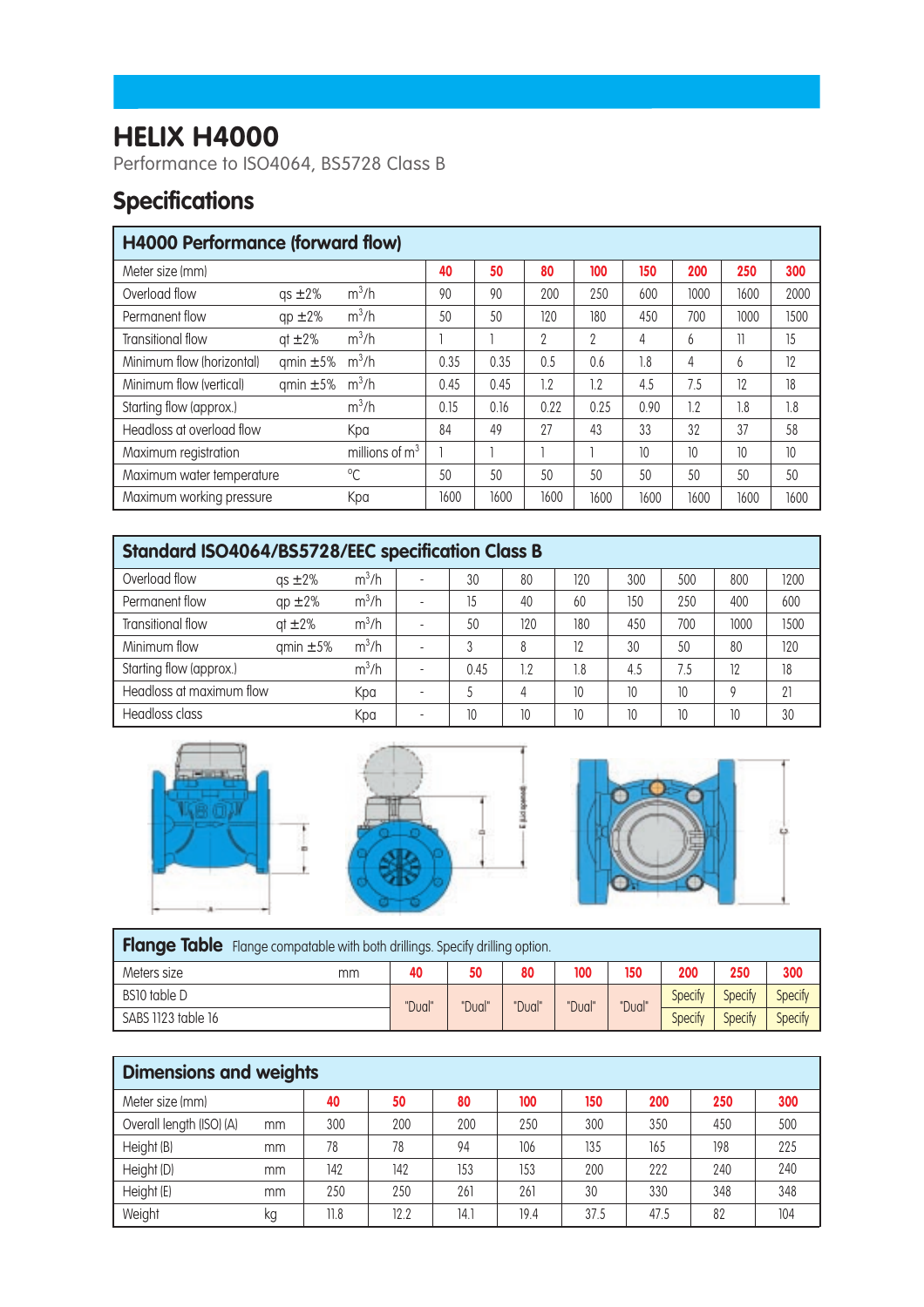# HELIX H4000

Performance to ISO4064, BS5728 Class B

## Specifications

| H4000 Performance (forward flow) | | | | | | | | | | |
|---|---|---|---|---|---|---|---|---|---|---|
| Meter size (mm) | | | 40 | 50 | 80 | 100 | 150 | 200 | 250 | 300 |
| Overload flow | qs ±2% | $m^3$/h | 90 | 90 | 200 | 250 | 600 | 1000 | 1600 | 2000 |
| Permanent flow | qp ±2% | $m^3$/h | 50 | 50 | 120 | 180 | 450 | 700 | 1000 | 1500 |
| Transitional flow | qt ±2% | $m^3$/h | 1 | 1 | 2 | 2 | 4 | 6 | 11 | 15 |
| Minimum flow (horizontal) | qmin ±5% | $m^3$/h | 0.35 | 0.35 | 0.5 | 0.6 | 1.8 | 4 | 6 | 12 |
| Minimum flow (vertical) | qmin ±5% | $m^3$/h | 0.45 | 0.45 | 1.2 | 1.2 | 4.5 | 7.5 | 12 | 18 |
| Starting flow (approx.) | | $m^3$/h | 0.15 | 0.16 | 0.22 | 0.25 | 0.90 | 1.2 | 1.8 | 1.8 |
| Headloss at overload flow | | Kpa | 84 | 49 | 27 | 43 | 33 | 32 | 37 | 58 |
| Maximum registration | | millions of $m^3$ | 1 | 1 | 1 | 1 | 10 | 10 | 10 | 10 |
| Maximum water temperature | | °C | 50 | 50 | 50 | 50 | 50 | 50 | 50 | 50 |
| Maximum working pressure | | Kpa | 1600 | 1600 | 1600 | 1600 | 1600 | 1600 | 1600 | 1600 |

| Standard ISO4064/BS5728/EEC specification Class B | | | | | | | | | | |
|---|---|---|---|---|---|---|---|---|---|---|
| Overload flow | qs ±2% | $m^3$/h | - | 30 | 80 | 120 | 300 | 500 | 800 | 1200 |
| Permanent flow | qp ±2% | $m^3$/h | - | 15 | 40 | 60 | 150 | 250 | 400 | 600 |
| Transitional flow | qt ±2% | $m^3$/h | - | 50 | 120 | 180 | 450 | 700 | 1000 | 1500 |
| Minimum flow | qmin ±5% | $m^3$/h | - | 3 | 8 | 12 | 30 | 50 | 80 | 120 |
| Starting flow (approx.) | | $m^3$/h | - | 0.45 | 1.2 | 1.8 | 4.5 | 7.5 | 12 | 18 |
| Headloss at maximum flow | | Kpa | - | 5 | 4 | 10 | 10 | 10 | 9 | 21 |
| Headloss class | | Kpa | - | 10 | 10 | 10 | 10 | 10 | 10 | 30 |

**Flange Table** Flange compatable with both drillings. Specify drilling option.

| Meters size | mm | 40 | 50 | 80 | 100 | 150 | 200 | 250 | 300 |
|---|---|---|---|---|---|---|---|---|---|
| BS10 table D | | "Dual" | "Dual" | "Dual" | "Dual" | "Dual" | Specify | Specify | Specify |
| SABS 1123 table 16 | | | | | | | Specify | Specify | Specify |

| Dimensions and weights | | | | | | | | | |
|---|---|---|---|---|---|---|---|---|---|
| Meter size (mm) | | 40 | 50 | 80 | 100 | 150 | 200 | 250 | 300 |
| Overall length (ISO) (A) | mm | 300 | 200 | 200 | 250 | 300 | 350 | 450 | 500 |
| Height (B) | mm | 78 | 78 | 94 | 106 | 135 | 165 | 198 | 225 |
| Height (D) | mm | 142 | 142 | 153 | 153 | 200 | 222 | 240 | 240 |
| Height (E) | mm | 250 | 250 | 261 | 261 | 30 | 330 | 348 | 348 |
| Weight | kg | 11.8 | 12.2 | 14.1 | 19.4 | 37.5 | 47.5 | 82 | 104 |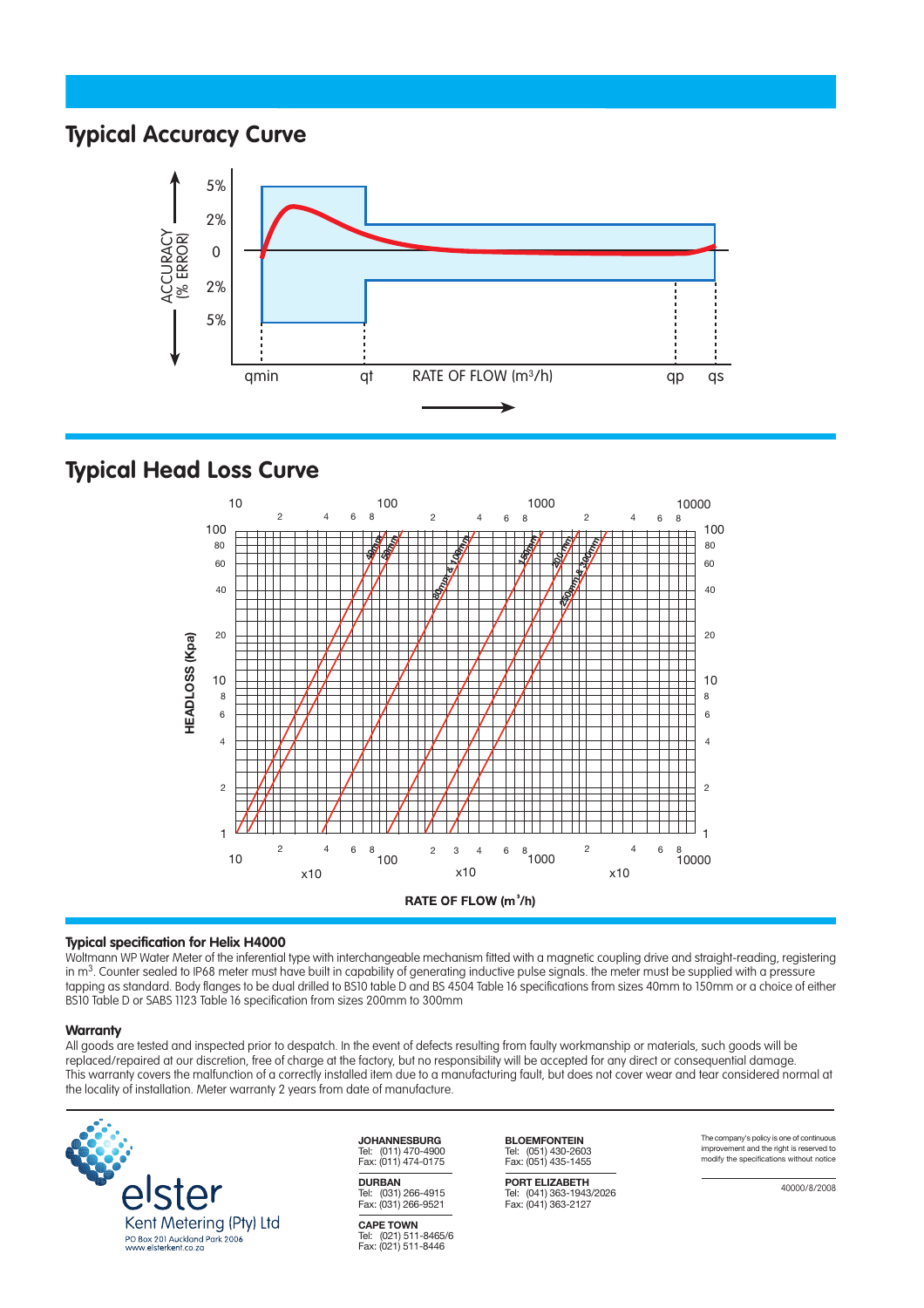## Typical Accuracy Curve

ACCURACY (% ERROR)

5%

2%

0

2%

5%

qmin

qt

RATE OF FLOW (m³/h)

qp

qs

## Typical Head Loss Curve

HEADLOSS (Kpa)

RATE OF FLOW (m³/h)

10 2 4 6 8 100 2 4 6 8 1000 2 4 6 8 10000

100 80 60 40 20 10 8 6 4 2 1

x10 x10 x10

40mm 50mm 80mm & 100mm 150mm 200mm 250mm & 300mm

### Typical specification for Helix H4000

Woltmann WP Water Meter of the inferential type with interchangeable mechanism fitted with a magnetic coupling drive and straight-reading, registering in $m^3$. Counter sealed to IP68 meter must have built in capability of generating inductive pulse signals. the meter must be supplied with a pressure tapping as standard. Body flanges to be dual drilled to BS10 table D and BS 4504 Table 16 specifications from sizes 40mm to 150mm or a choice of either BS10 Table D or SABS 1123 Table 16 specification from sizes 200mm to 300mm

### Warranty

All goods are tested and inspected prior to despatch. In the event of defects resulting from faulty workmanship or materials, such goods will be replaced/repaired at our discretion, free of charge at the factory, but no responsibility will be accepted for any direct or consequential damage. This warranty covers the malfunction of a correctly installed item due to a manufacturing fault, but does not cover wear and tear considered normal at the locality of installation. Meter warranty 2 years from date of manufacture.

elster
Kent Metering (Pty) Ltd
PO Box 201 Auckland Park 2006
www.elsterkent.co.za

**JOHANNESBURG**
Tel: (011) 470-4900
Fax: (011) 474-0175

**DURBAN**
Tel: (031) 266-4915
Fax: (031) 266-9521

**CAPE TOWN**
Tel: (021) 511-8465/6
Fax: (021) 511-8446

**BLOEMFONTEIN**
Tel: (051) 430-2603
Fax: (051) 435-1455

**PORT ELIZABETH**
Tel: (041) 363-1943/2026
Fax: (041) 363-2127

The company's policy is one of continuous improvement and the right is reserved to modify the specifications without notice

40000/8/2008